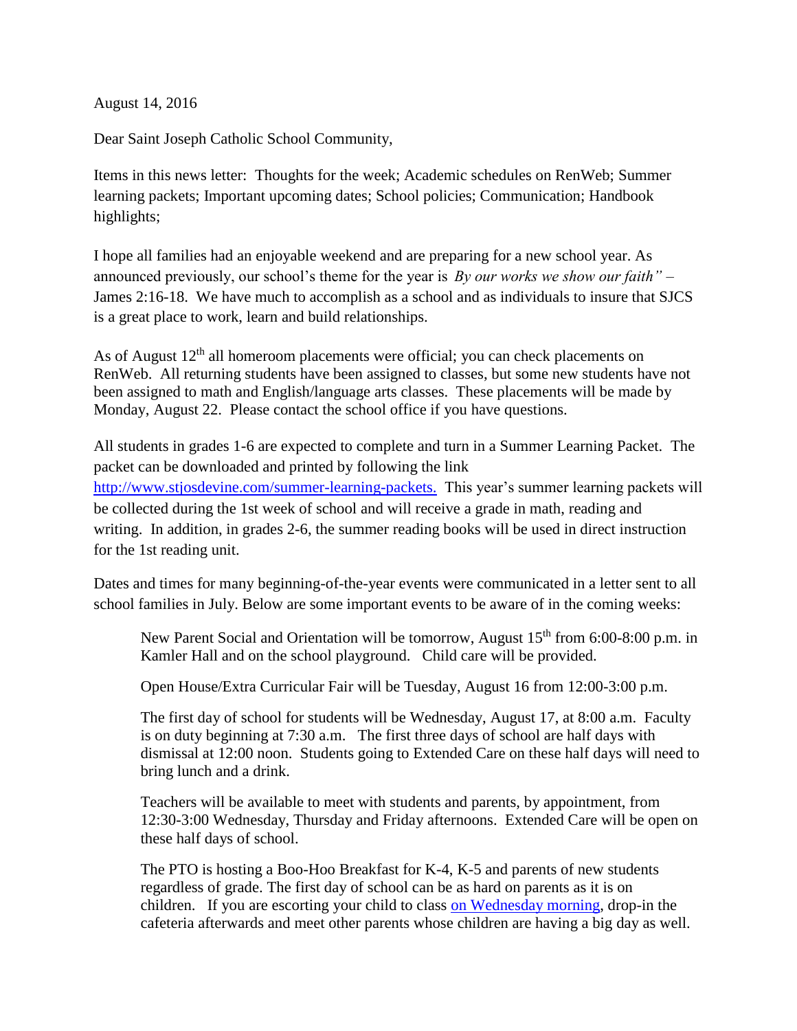August 14, 2016

Dear Saint Joseph Catholic School Community,

Items in this news letter: Thoughts for the week; Academic schedules on RenWeb; Summer learning packets; Important upcoming dates; School policies; Communication; Handbook highlights;

I hope all families had an enjoyable weekend and are preparing for a new school year. As announced previously, our school's theme for the year is *By our works we show our faith"* – James 2:16-18. We have much to accomplish as a school and as individuals to insure that SJCS is a great place to work, learn and build relationships.

As of August 12th all homeroom placements were official; you can check placements on RenWeb. All returning students have been assigned to classes, but some new students have not been assigned to math and English/language arts classes. These placements will be made by Monday, August 22. Please contact the school office if you have questions.

All students in grades 1-6 are expected to complete and turn in a Summer Learning Packet. The packet can be downloaded and printed by following the link [http://www.stjosdevine.com/summer-learning-packets.](http://www.stjosdevine.com/summer-learning-packets) This year's summer learning packets will be collected during the 1st week of school and will receive a grade in math, reading and writing. In addition, in grades 2-6, the summer reading books will be used in direct instruction for the 1st reading unit.

Dates and times for many beginning-of-the-year events were communicated in a letter sent to all school families in July. Below are some important events to be aware of in the coming weeks:

> New Parent Social and Orientation will be tomorrow, August 15th from 6:00-8:00 p.m. in Kamler Hall and on the school playground. Child care will be provided.
>
> Open House/Extra Curricular Fair will be Tuesday, August 16 from 12:00-3:00 p.m.
>
> The first day of school for students will be Wednesday, August 17, at 8:00 a.m. Faculty is on duty beginning at 7:30 a.m. The first three days of school are half days with dismissal at 12:00 noon. Students going to Extended Care on these half days will need to bring lunch and a drink.
>
> Teachers will be available to meet with students and parents, by appointment, from 12:30-3:00 Wednesday, Thursday and Friday afternoons. Extended Care will be open on these half days of school.
>
> The PTO is hosting a Boo-Hoo Breakfast for K-4, K-5 and parents of new students regardless of grade. The first day of school can be as hard on parents as it is on children. If you are escorting your child to class on Wednesday morning, drop-in the cafeteria afterwards and meet other parents whose children are having a big day as well.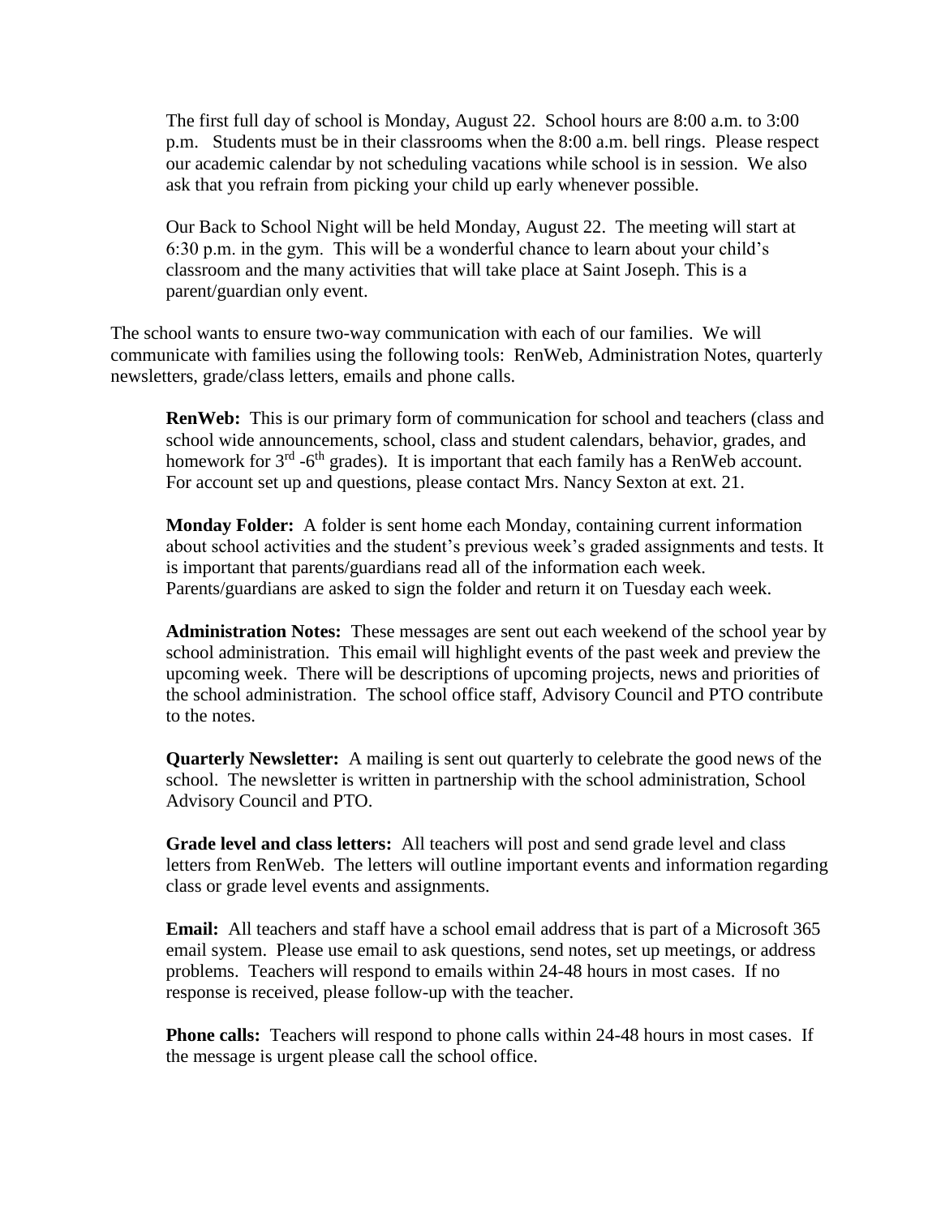The first full day of school is Monday, August 22. School hours are 8:00 a.m. to 3:00 p.m. Students must be in their classrooms when the 8:00 a.m. bell rings. Please respect our academic calendar by not scheduling vacations while school is in session. We also ask that you refrain from picking your child up early whenever possible.

Our Back to School Night will be held Monday, August 22. The meeting will start at 6:30 p.m. in the gym. This will be a wonderful chance to learn about your child's classroom and the many activities that will take place at Saint Joseph. This is a parent/guardian only event.

The school wants to ensure two-way communication with each of our families. We will communicate with families using the following tools: RenWeb, Administration Notes, quarterly newsletters, grade/class letters, emails and phone calls.

**RenWeb:** This is our primary form of communication for school and teachers (class and school wide announcements, school, class and student calendars, behavior, grades, and homework for 3rd -6th grades). It is important that each family has a RenWeb account. For account set up and questions, please contact Mrs. Nancy Sexton at ext. 21.

**Monday Folder:** A folder is sent home each Monday, containing current information about school activities and the student's previous week's graded assignments and tests. It is important that parents/guardians read all of the information each week. Parents/guardians are asked to sign the folder and return it on Tuesday each week.

**Administration Notes:** These messages are sent out each weekend of the school year by school administration. This email will highlight events of the past week and preview the upcoming week. There will be descriptions of upcoming projects, news and priorities of the school administration. The school office staff, Advisory Council and PTO contribute to the notes.

**Quarterly Newsletter:** A mailing is sent out quarterly to celebrate the good news of the school. The newsletter is written in partnership with the school administration, School Advisory Council and PTO.

**Grade level and class letters:** All teachers will post and send grade level and class letters from RenWeb. The letters will outline important events and information regarding class or grade level events and assignments.

**Email:** All teachers and staff have a school email address that is part of a Microsoft 365 email system. Please use email to ask questions, send notes, set up meetings, or address problems. Teachers will respond to emails within 24-48 hours in most cases. If no response is received, please follow-up with the teacher.

**Phone calls:** Teachers will respond to phone calls within 24-48 hours in most cases. If the message is urgent please call the school office.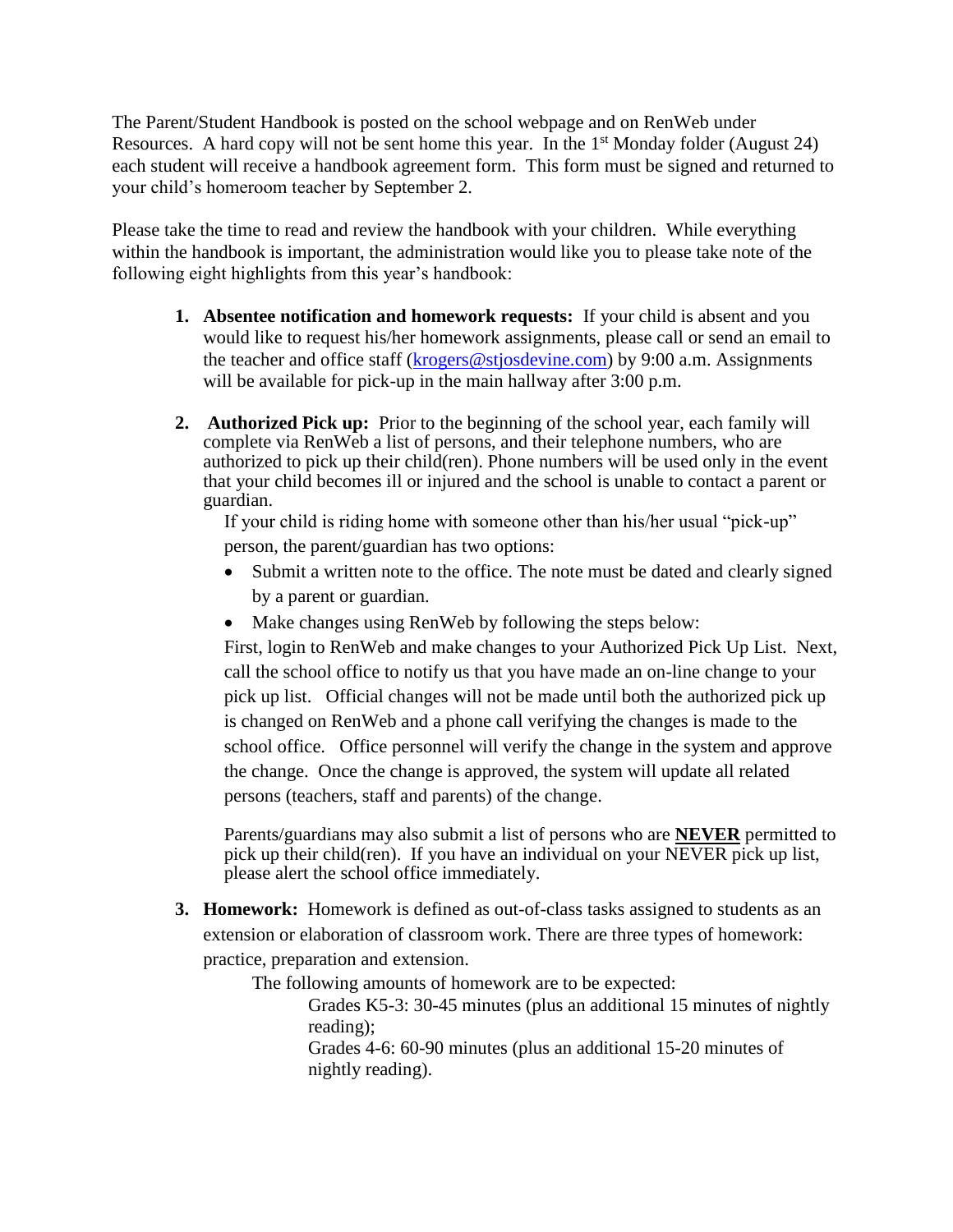The Parent/Student Handbook is posted on the school webpage and on RenWeb under Resources. A hard copy will not be sent home this year. In the 1st Monday folder (August 24) each student will receive a handbook agreement form. This form must be signed and returned to your child's homeroom teacher by September 2.

Please take the time to read and review the handbook with your children. While everything within the handbook is important, the administration would like you to please take note of the following eight highlights from this year's handbook:

1. **Absentee notification and homework requests:** If your child is absent and you would like to request his/her homework assignments, please call or send an email to the teacher and office staff (krogers@stjosdevine.com) by 9:00 a.m. Assignments will be available for pick-up in the main hallway after 3:00 p.m.

2. **Authorized Pick up:** Prior to the beginning of the school year, each family will complete via RenWeb a list of persons, and their telephone numbers, who are authorized to pick up their child(ren). Phone numbers will be used only in the event that your child becomes ill or injured and the school is unable to contact a parent or guardian.

   If your child is riding home with someone other than his/her usual "pick-up" person, the parent/guardian has two options:

   - Submit a written note to the office. The note must be dated and clearly signed by a parent or guardian.
   - Make changes using RenWeb by following the steps below:

   First, login to RenWeb and make changes to your Authorized Pick Up List. Next, call the school office to notify us that you have made an on-line change to your pick up list. Official changes will not be made until both the authorized pick up is changed on RenWeb and a phone call verifying the changes is made to the school office. Office personnel will verify the change in the system and approve the change. Once the change is approved, the system will update all related persons (teachers, staff and parents) of the change.

   Parents/guardians may also submit a list of persons who are **NEVER** permitted to pick up their child(ren). If you have an individual on your NEVER pick up list, please alert the school office immediately.

3. **Homework:** Homework is defined as out-of-class tasks assigned to students as an extension or elaboration of classroom work. There are three types of homework: practice, preparation and extension.

   The following amounts of homework are to be expected:

   Grades K5-3: 30-45 minutes (plus an additional 15 minutes of nightly reading);

   Grades 4-6: 60-90 minutes (plus an additional 15-20 minutes of nightly reading).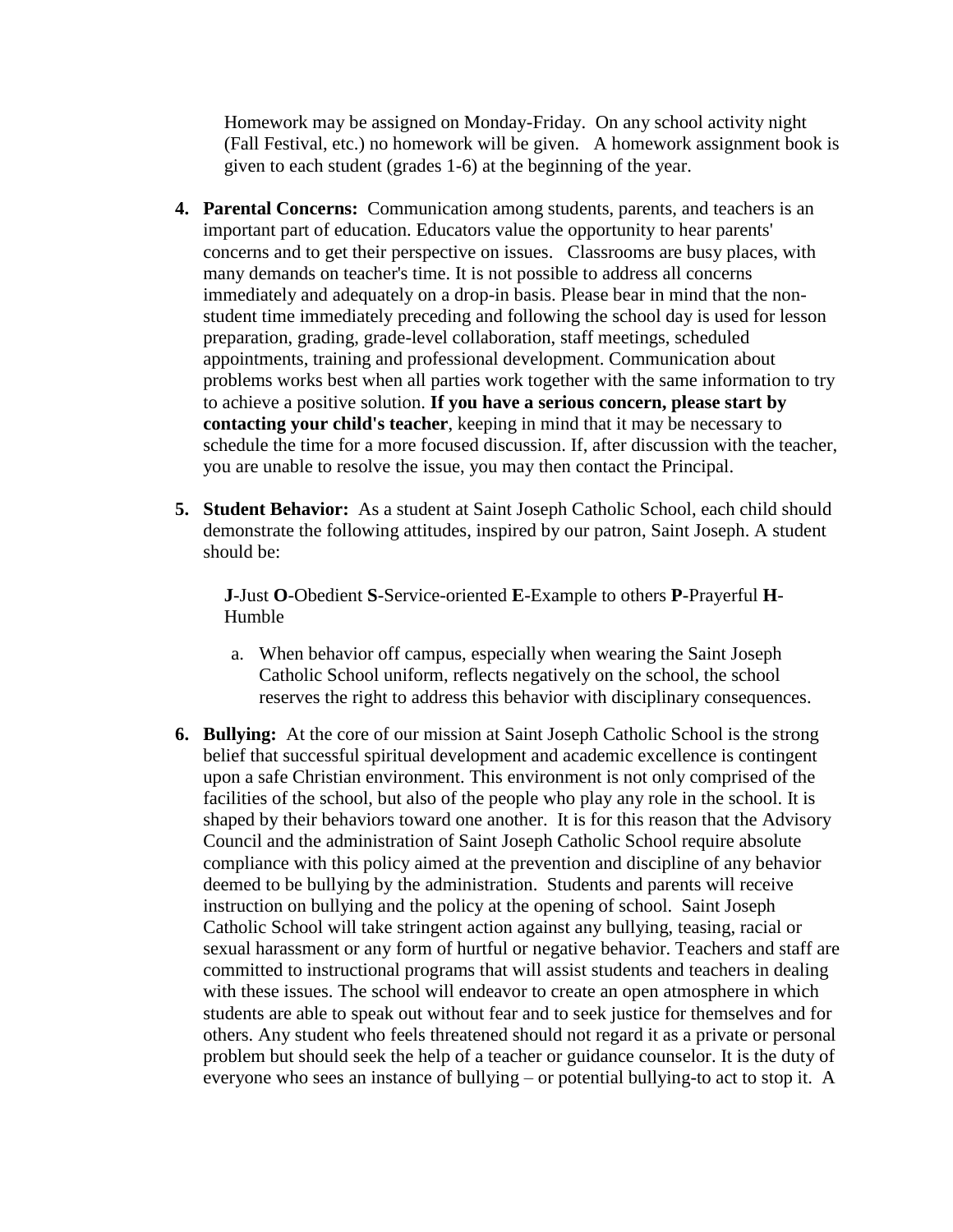Homework may be assigned on Monday-Friday. On any school activity night (Fall Festival, etc.) no homework will be given. A homework assignment book is given to each student (grades 1-6) at the beginning of the year.

4. **Parental Concerns:** Communication among students, parents, and teachers is an important part of education. Educators value the opportunity to hear parents' concerns and to get their perspective on issues. Classrooms are busy places, with many demands on teacher's time. It is not possible to address all concerns immediately and adequately on a drop-in basis. Please bear in mind that the non-student time immediately preceding and following the school day is used for lesson preparation, grading, grade-level collaboration, staff meetings, scheduled appointments, training and professional development. Communication about problems works best when all parties work together with the same information to try to achieve a positive solution. **If you have a serious concern, please start by contacting your child's teacher**, keeping in mind that it may be necessary to schedule the time for a more focused discussion. If, after discussion with the teacher, you are unable to resolve the issue, you may then contact the Principal.

5. **Student Behavior:** As a student at Saint Joseph Catholic School, each child should demonstrate the following attitudes, inspired by our patron, Saint Joseph. A student should be:

   **J**-Just **O**-Obedient **S**-Service-oriented **E**-Example to others **P**-Prayerful **H**-Humble

   a. When behavior off campus, especially when wearing the Saint Joseph Catholic School uniform, reflects negatively on the school, the school reserves the right to address this behavior with disciplinary consequences.

6. **Bullying:** At the core of our mission at Saint Joseph Catholic School is the strong belief that successful spiritual development and academic excellence is contingent upon a safe Christian environment. This environment is not only comprised of the facilities of the school, but also of the people who play any role in the school. It is shaped by their behaviors toward one another. It is for this reason that the Advisory Council and the administration of Saint Joseph Catholic School require absolute compliance with this policy aimed at the prevention and discipline of any behavior deemed to be bullying by the administration. Students and parents will receive instruction on bullying and the policy at the opening of school. Saint Joseph Catholic School will take stringent action against any bullying, teasing, racial or sexual harassment or any form of hurtful or negative behavior. Teachers and staff are committed to instructional programs that will assist students and teachers in dealing with these issues. The school will endeavor to create an open atmosphere in which students are able to speak out without fear and to seek justice for themselves and for others. Any student who feels threatened should not regard it as a private or personal problem but should seek the help of a teacher or guidance counselor. It is the duty of everyone who sees an instance of bullying – or potential bullying-to act to stop it. A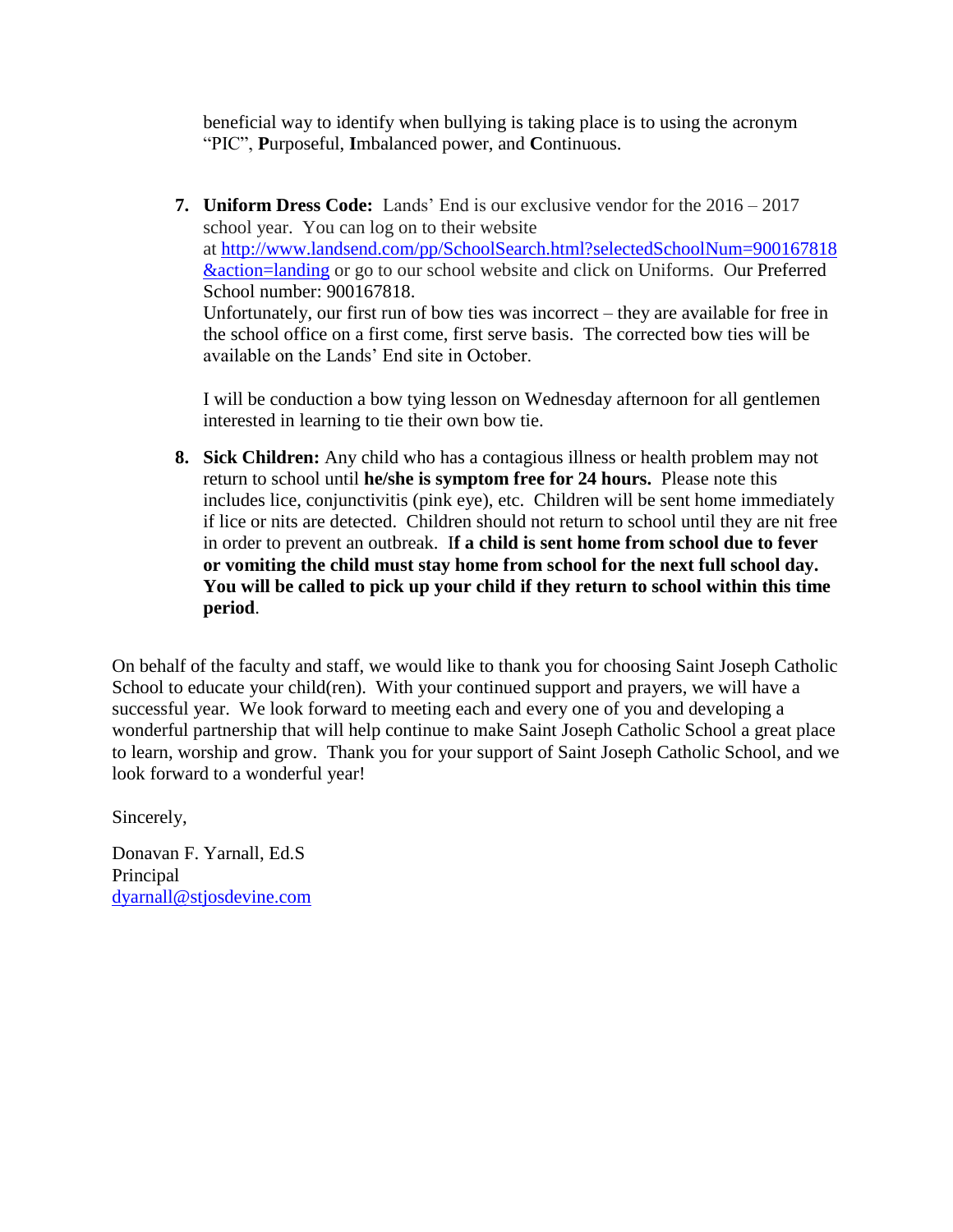beneficial way to identify when bullying is taking place is to using the acronym "PIC", **P**urposeful, **I**mbalanced power, and **C**ontinuous.

7. **Uniform Dress Code:** Lands' End is our exclusive vendor for the 2016 – 2017 school year. You can log on to their website at http://www.landsend.com/pp/SchoolSearch.html?selectedSchoolNum=900167818&action=landing or go to our school website and click on Uniforms. Our Preferred School number: 900167818.
   Unfortunately, our first run of bow ties was incorrect – they are available for free in the school office on a first come, first serve basis. The corrected bow ties will be available on the Lands' End site in October.

   I will be conduction a bow tying lesson on Wednesday afternoon for all gentlemen interested in learning to tie their own bow tie.

8. **Sick Children:** Any child who has a contagious illness or health problem may not return to school until **he/she is symptom free for 24 hours.** Please note this includes lice, conjunctivitis (pink eye), etc. Children will be sent home immediately if lice or nits are detected. Children should not return to school until they are nit free in order to prevent an outbreak. I**f a child is sent home from school due to fever or vomiting the child must stay home from school for the next full school day. You will be called to pick up your child if they return to school within this time period**.

On behalf of the faculty and staff, we would like to thank you for choosing Saint Joseph Catholic School to educate your child(ren). With your continued support and prayers, we will have a successful year. We look forward to meeting each and every one of you and developing a wonderful partnership that will help continue to make Saint Joseph Catholic School a great place to learn, worship and grow. Thank you for your support of Saint Joseph Catholic School, and we look forward to a wonderful year!

Sincerely,

Donavan F. Yarnall, Ed.S
Principal
dyarnall@stjosdevine.com